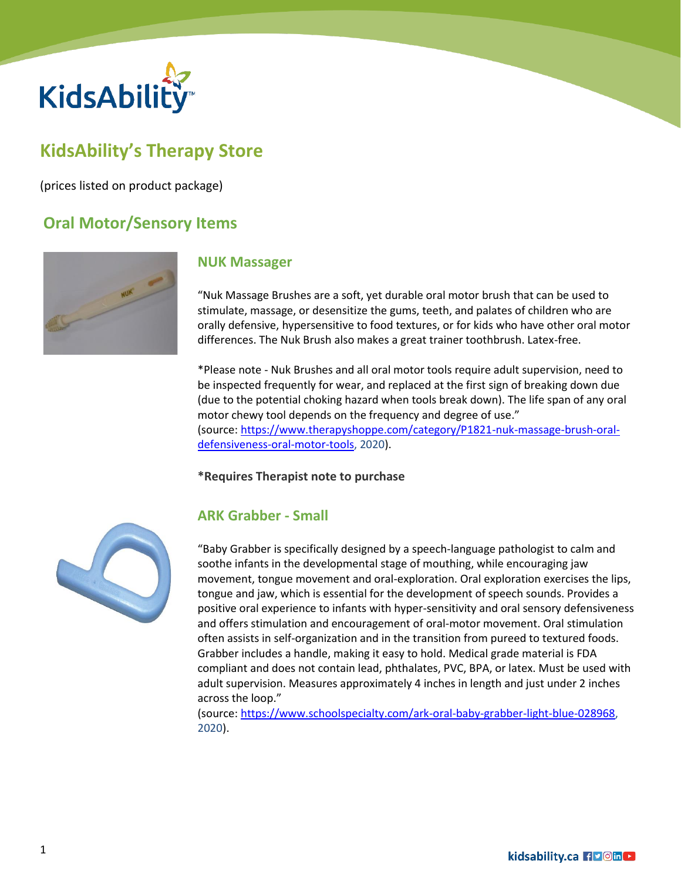KidsAbility

# KidsAbility's Therapy Store

(prices listed on product package)

## Oral Motor/Sensory Items

### NUK Massager

"Nuk Massage Brushes are a soft, yet durable oral motor brush that can be used to stimulate, massage, or desensitize the gums, teeth, and palates of children who are orally defensive, hypersensitive to food textures, or for kids who have other oral motor differences. The Nuk Brush also makes a great trainer toothbrush. Latex-free.

*Please note - Nuk Brushes and all oral motor tools require adult supervision, need to be inspected frequently for wear, and replaced at the first sign of breaking down due (due to the potential choking hazard when tools break down). The life span of any oral motor chewy tool depends on the frequency and degree of use."
(source: https://www.therapyshoppe.com/category/P1821-nuk-massage-brush-oral-defensiveness-oral-motor-tools, 2020).

**\*Requires Therapist note to purchase**

### ARK Grabber - Small

"Baby Grabber is specifically designed by a speech-language pathologist to calm and soothe infants in the developmental stage of mouthing, while encouraging jaw movement, tongue movement and oral-exploration. Oral exploration exercises the lips, tongue and jaw, which is essential for the development of speech sounds. Provides a positive oral experience to infants with hyper-sensitivity and oral sensory defensiveness and offers stimulation and encouragement of oral-motor movement. Oral stimulation often assists in self-organization and in the transition from pureed to textured foods. Grabber includes a handle, making it easy to hold. Medical grade material is FDA compliant and does not contain lead, phthalates, PVC, BPA, or latex. Must be used with adult supervision. Measures approximately 4 inches in length and just under 2 inches across the loop."
(source: https://www.schoolspecialty.com/ark-oral-baby-grabber-light-blue-028968, 2020).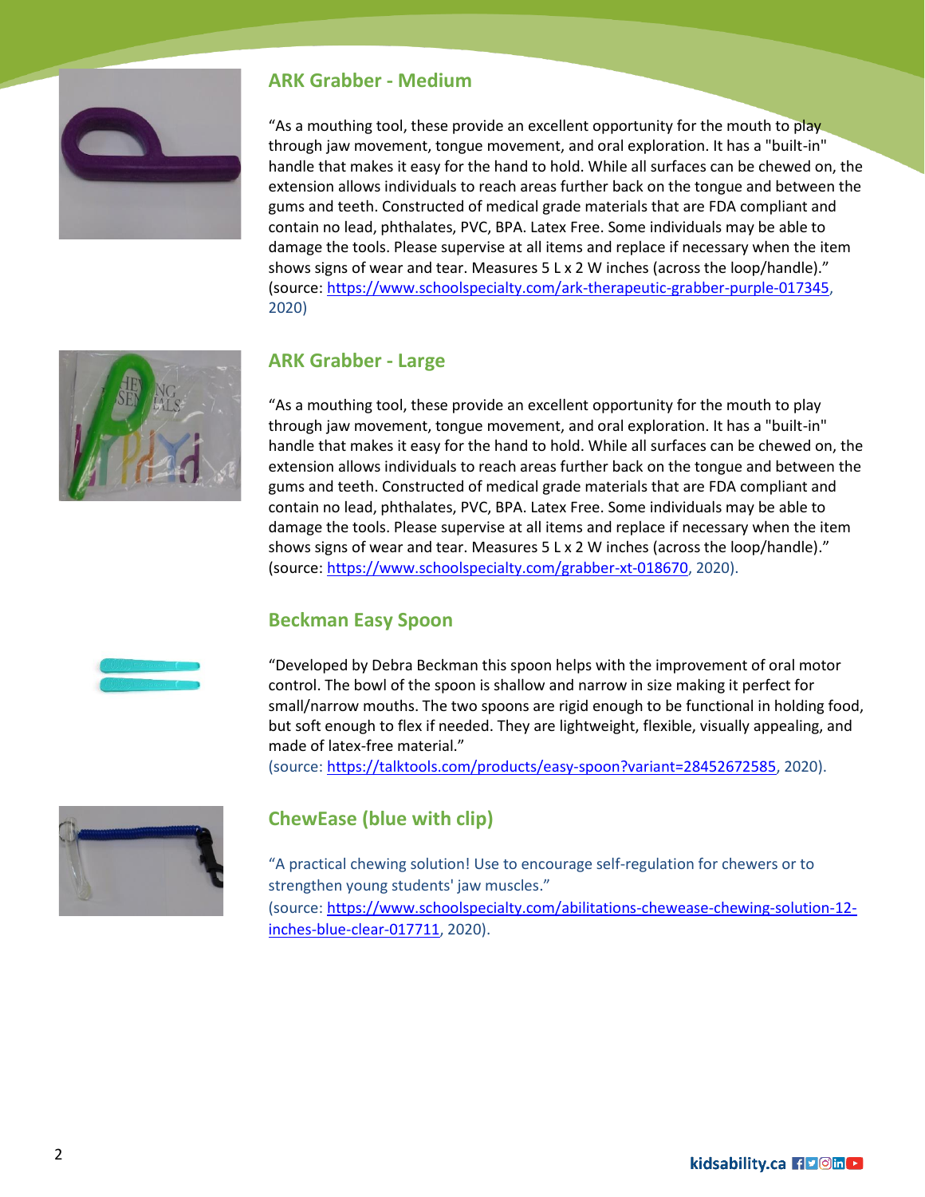## ARK Grabber - Medium

"As a mouthing tool, these provide an excellent opportunity for the mouth to play through jaw movement, tongue movement, and oral exploration. It has a "built-in" handle that makes it easy for the hand to hold. While all surfaces can be chewed on, the extension allows individuals to reach areas further back on the tongue and between the gums and teeth. Constructed of medical grade materials that are FDA compliant and contain no lead, phthalates, PVC, BPA. Latex Free. Some individuals may be able to damage the tools. Please supervise at all items and replace if necessary when the item shows signs of wear and tear. Measures 5 L x 2 W inches (across the loop/handle)." (source: https://www.schoolspecialty.com/ark-therapeutic-grabber-purple-017345, 2020)

## ARK Grabber - Large

"As a mouthing tool, these provide an excellent opportunity for the mouth to play through jaw movement, tongue movement, and oral exploration. It has a "built-in" handle that makes it easy for the hand to hold. While all surfaces can be chewed on, the extension allows individuals to reach areas further back on the tongue and between the gums and teeth. Constructed of medical grade materials that are FDA compliant and contain no lead, phthalates, PVC, BPA. Latex Free. Some individuals may be able to damage the tools. Please supervise at all items and replace if necessary when the item shows signs of wear and tear. Measures 5 L x 2 W inches (across the loop/handle)." (source: https://www.schoolspecialty.com/grabber-xt-018670, 2020).

## Beckman Easy Spoon

"Developed by Debra Beckman this spoon helps with the improvement of oral motor control. The bowl of the spoon is shallow and narrow in size making it perfect for small/narrow mouths. The two spoons are rigid enough to be functional in holding food, but soft enough to flex if needed. They are lightweight, flexible, visually appealing, and made of latex-free material."
(source: https://talktools.com/products/easy-spoon?variant=28452672585, 2020).

## ChewEase (blue with clip)

"A practical chewing solution! Use to encourage self-regulation for chewers or to strengthen young students' jaw muscles."
(source: https://www.schoolspecialty.com/abilitations-chewease-chewing-solution-12-inches-blue-clear-017711, 2020).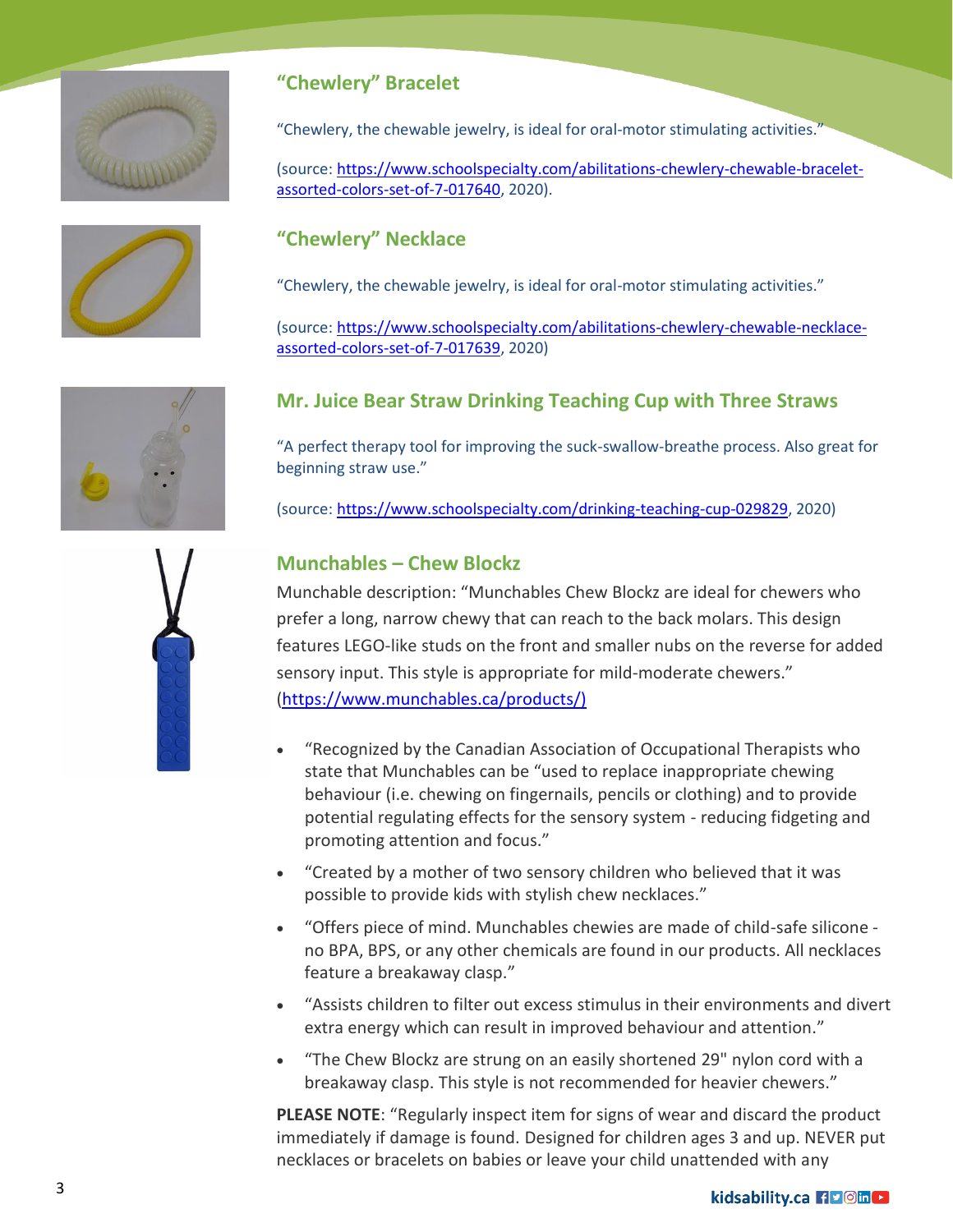## "Chewlery" Bracelet

"Chewlery, the chewable jewelry, is ideal for oral-motor stimulating activities."

(source: https://www.schoolspecialty.com/abilitations-chewlery-chewable-bracelet-assorted-colors-set-of-7-017640, 2020).

## "Chewlery" Necklace

"Chewlery, the chewable jewelry, is ideal for oral-motor stimulating activities."

(source: https://www.schoolspecialty.com/abilitations-chewlery-chewable-necklace-assorted-colors-set-of-7-017639, 2020)

## Mr. Juice Bear Straw Drinking Teaching Cup with Three Straws

"A perfect therapy tool for improving the suck-swallow-breathe process. Also great for beginning straw use."

(source: https://www.schoolspecialty.com/drinking-teaching-cup-029829, 2020)

## Munchables – Chew Blockz

Munchable description: "Munchables Chew Blockz are ideal for chewers who prefer a long, narrow chewy that can reach to the back molars. This design features LEGO-like studs on the front and smaller nubs on the reverse for added sensory input. This style is appropriate for mild-moderate chewers." (https://www.munchables.ca/products/)

- "Recognized by the Canadian Association of Occupational Therapists who state that Munchables can be "used to replace inappropriate chewing behaviour (i.e. chewing on fingernails, pencils or clothing) and to provide potential regulating effects for the sensory system - reducing fidgeting and promoting attention and focus."
- "Created by a mother of two sensory children who believed that it was possible to provide kids with stylish chew necklaces."
- "Offers piece of mind. Munchables chewies are made of child-safe silicone - no BPA, BPS, or any other chemicals are found in our products. All necklaces feature a breakaway clasp."
- "Assists children to filter out excess stimulus in their environments and divert extra energy which can result in improved behaviour and attention."
- "The Chew Blockz are strung on an easily shortened 29" nylon cord with a breakaway clasp. This style is not recommended for heavier chewers."

**PLEASE NOTE**: "Regularly inspect item for signs of wear and discard the product immediately if damage is found. Designed for children ages 3 and up. NEVER put necklaces or bracelets on babies or leave your child unattended with any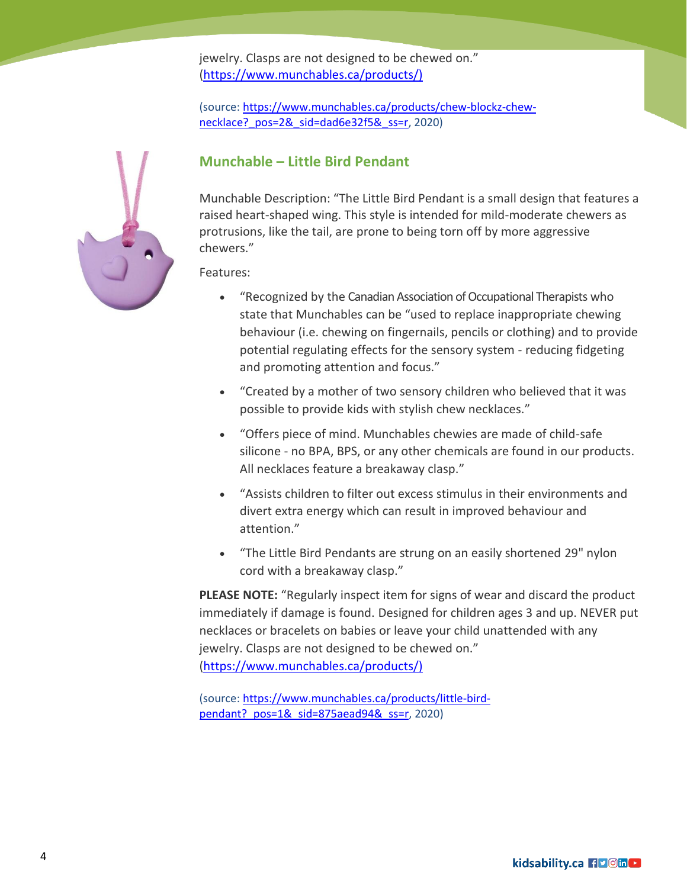jewelry. Clasps are not designed to be chewed on." (https://www.munchables.ca/products/)

(source: https://www.munchables.ca/products/chew-blockz-chew-necklace?_pos=2&_sid=dad6e32f5&_ss=r, 2020)

## Munchable – Little Bird Pendant

Munchable Description: "The Little Bird Pendant is a small design that features a raised heart-shaped wing. This style is intended for mild-moderate chewers as protrusions, like the tail, are prone to being torn off by more aggressive chewers."

Features:

- "Recognized by the Canadian Association of Occupational Therapists who state that Munchables can be "used to replace inappropriate chewing behaviour (i.e. chewing on fingernails, pencils or clothing) and to provide potential regulating effects for the sensory system - reducing fidgeting and promoting attention and focus."
- "Created by a mother of two sensory children who believed that it was possible to provide kids with stylish chew necklaces."
- "Offers piece of mind. Munchables chewies are made of child-safe silicone - no BPA, BPS, or any other chemicals are found in our products. All necklaces feature a breakaway clasp."
- "Assists children to filter out excess stimulus in their environments and divert extra energy which can result in improved behaviour and attention."
- "The Little Bird Pendants are strung on an easily shortened 29" nylon cord with a breakaway clasp."

**PLEASE NOTE:** "Regularly inspect item for signs of wear and discard the product immediately if damage is found. Designed for children ages 3 and up. NEVER put necklaces or bracelets on babies or leave your child unattended with any jewelry. Clasps are not designed to be chewed on." (https://www.munchables.ca/products/)

(source: https://www.munchables.ca/products/little-bird-pendant?_pos=1&_sid=875aead94&_ss=r, 2020)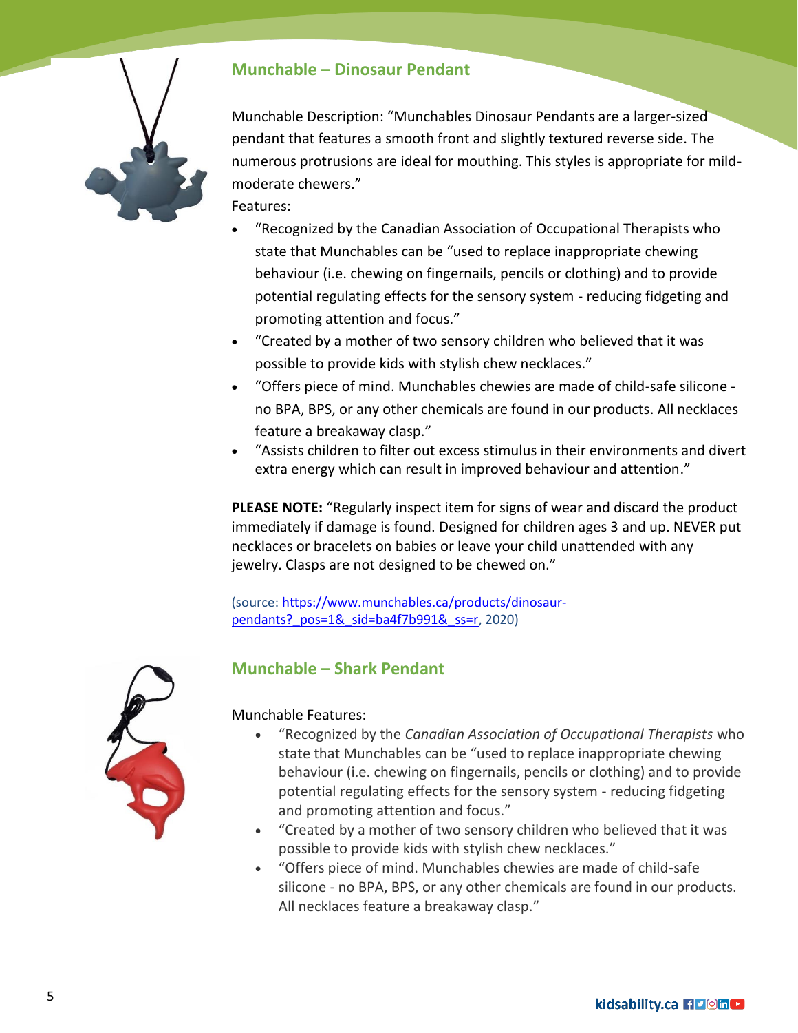## Munchable – Dinosaur Pendant

Munchable Description: “Munchables Dinosaur Pendants are a larger-sized pendant that features a smooth front and slightly textured reverse side. The numerous protrusions are ideal for mouthing. This styles is appropriate for mild-moderate chewers.”

Features:

- “Recognized by the Canadian Association of Occupational Therapists who state that Munchables can be “used to replace inappropriate chewing behaviour (i.e. chewing on fingernails, pencils or clothing) and to provide potential regulating effects for the sensory system - reducing fidgeting and promoting attention and focus.”
- “Created by a mother of two sensory children who believed that it was possible to provide kids with stylish chew necklaces.”
- “Offers piece of mind. Munchables chewies are made of child-safe silicone - no BPA, BPS, or any other chemicals are found in our products. All necklaces feature a breakaway clasp.”
- “Assists children to filter out excess stimulus in their environments and divert extra energy which can result in improved behaviour and attention.”

**PLEASE NOTE:** “Regularly inspect item for signs of wear and discard the product immediately if damage is found. Designed for children ages 3 and up. NEVER put necklaces or bracelets on babies or leave your child unattended with any jewelry. Clasps are not designed to be chewed on.”

(source: https://www.munchables.ca/products/dinosaur-pendants?_pos=1&_sid=ba4f7b991&_ss=r, 2020)

## Munchable – Shark Pendant

Munchable Features:

- “Recognized by the *Canadian Association of Occupational Therapists* who state that Munchables can be “used to replace inappropriate chewing behaviour (i.e. chewing on fingernails, pencils or clothing) and to provide potential regulating effects for the sensory system - reducing fidgeting and promoting attention and focus.”
- “Created by a mother of two sensory children who believed that it was possible to provide kids with stylish chew necklaces.”
- “Offers piece of mind. Munchables chewies are made of child-safe silicone - no BPA, BPS, or any other chemicals are found in our products. All necklaces feature a breakaway clasp.”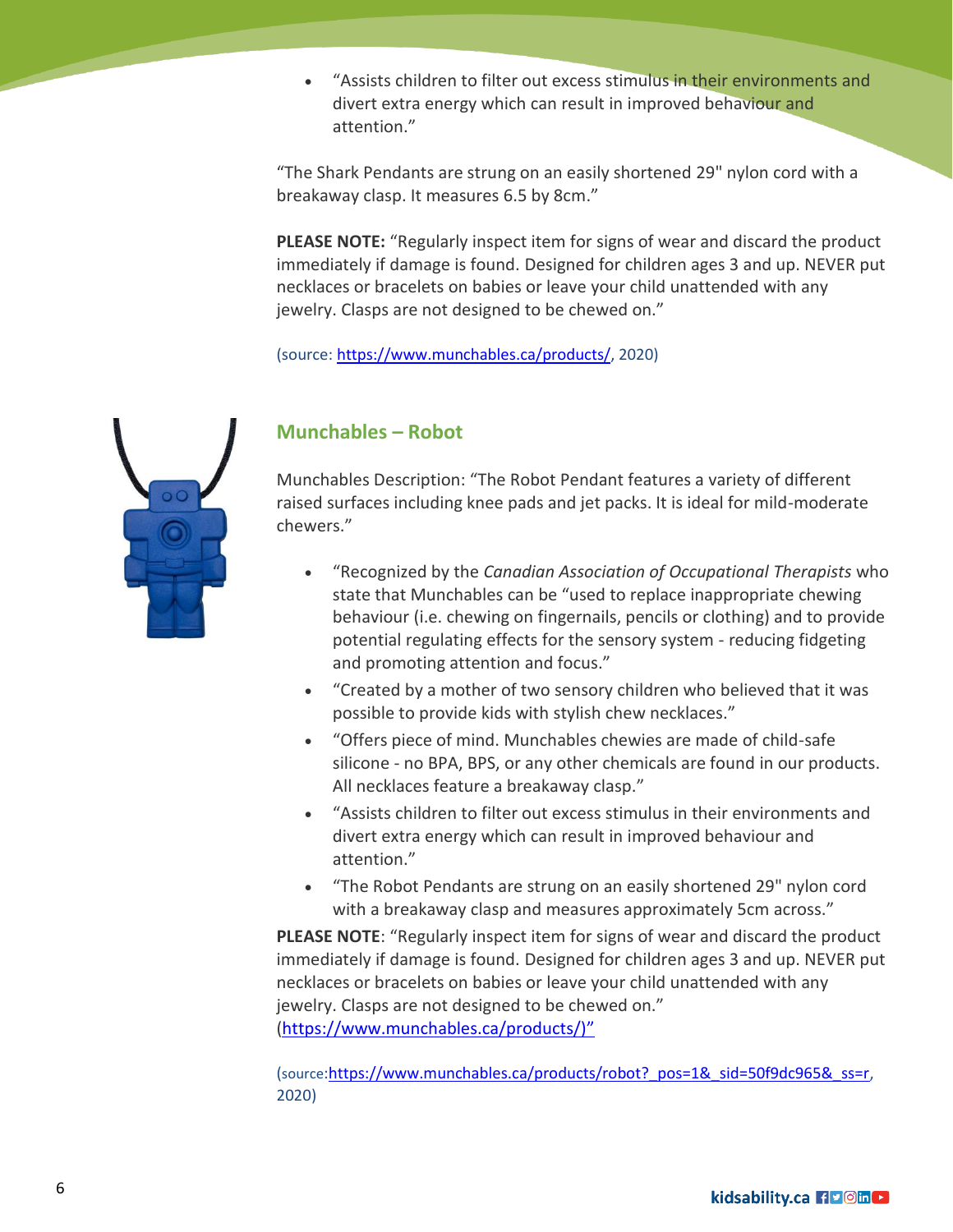- "Assists children to filter out excess stimulus in their environments and divert extra energy which can result in improved behaviour and attention."

"The Shark Pendants are strung on an easily shortened 29" nylon cord with a breakaway clasp. It measures 6.5 by 8cm."

**PLEASE NOTE:** "Regularly inspect item for signs of wear and discard the product immediately if damage is found. Designed for children ages 3 and up. NEVER put necklaces or bracelets on babies or leave your child unattended with any jewelry. Clasps are not designed to be chewed on."

(source: https://www.munchables.ca/products/, 2020)

## Munchables – Robot

Munchables Description: "The Robot Pendant features a variety of different raised surfaces including knee pads and jet packs. It is ideal for mild-moderate chewers."

- "Recognized by the *Canadian Association of Occupational Therapists* who state that Munchables can be "used to replace inappropriate chewing behaviour (i.e. chewing on fingernails, pencils or clothing) and to provide potential regulating effects for the sensory system - reducing fidgeting and promoting attention and focus."
- "Created by a mother of two sensory children who believed that it was possible to provide kids with stylish chew necklaces."
- "Offers piece of mind. Munchables chewies are made of child-safe silicone - no BPA, BPS, or any other chemicals are found in our products. All necklaces feature a breakaway clasp."
- "Assists children to filter out excess stimulus in their environments and divert extra energy which can result in improved behaviour and attention."
- "The Robot Pendants are strung on an easily shortened 29" nylon cord with a breakaway clasp and measures approximately 5cm across."

**PLEASE NOTE**: "Regularly inspect item for signs of wear and discard the product immediately if damage is found. Designed for children ages 3 and up. NEVER put necklaces or bracelets on babies or leave your child unattended with any jewelry. Clasps are not designed to be chewed on." (https://www.munchables.ca/products/)"

(source:https://www.munchables.ca/products/robot?_pos=1&_sid=50f9dc965&_ss=r, 2020)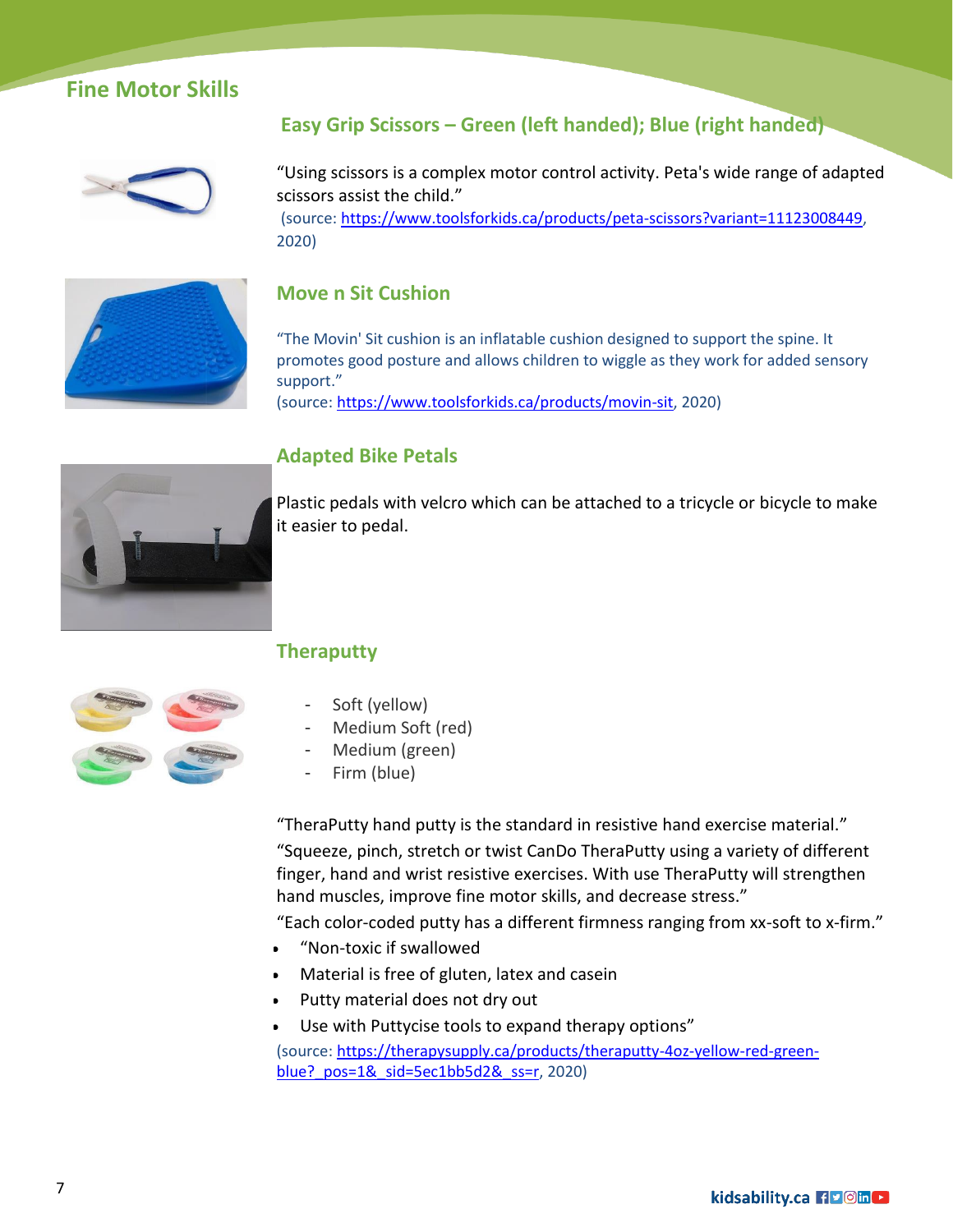## Fine Motor Skills

### Easy Grip Scissors – Green (left handed); Blue (right handed)

“Using scissors is a complex motor control activity. Peta's wide range of adapted scissors assist the child.”
(source: https://www.toolsforkids.ca/products/peta-scissors?variant=11123008449, 2020)

### Move n Sit Cushion

“The Movin' Sit cushion is an inflatable cushion designed to support the spine. It promotes good posture and allows children to wiggle as they work for added sensory support.”
(source: https://www.toolsforkids.ca/products/movin-sit, 2020)

### Adapted Bike Petals

Plastic pedals with velcro which can be attached to a tricycle or bicycle to make it easier to pedal.

### Theraputty

- Soft (yellow)
- Medium Soft (red)
- Medium (green)
- Firm (blue)

“TheraPutty hand putty is the standard in resistive hand exercise material.”
“Squeeze, pinch, stretch or twist CanDo TheraPutty using a variety of different finger, hand and wrist resistive exercises. With use TheraPutty will strengthen hand muscles, improve fine motor skills, and decrease stress.”
“Each color-coded putty has a different firmness ranging from xx-soft to x-firm.”

- “Non-toxic if swallowed
- Material is free of gluten, latex and casein
- Putty material does not dry out
- Use with Puttycise tools to expand therapy options”

(source: https://therapysupply.ca/products/theraputty-4oz-yellow-red-green-blue?_pos=1&_sid=5ec1bb5d2&_ss=r, 2020)